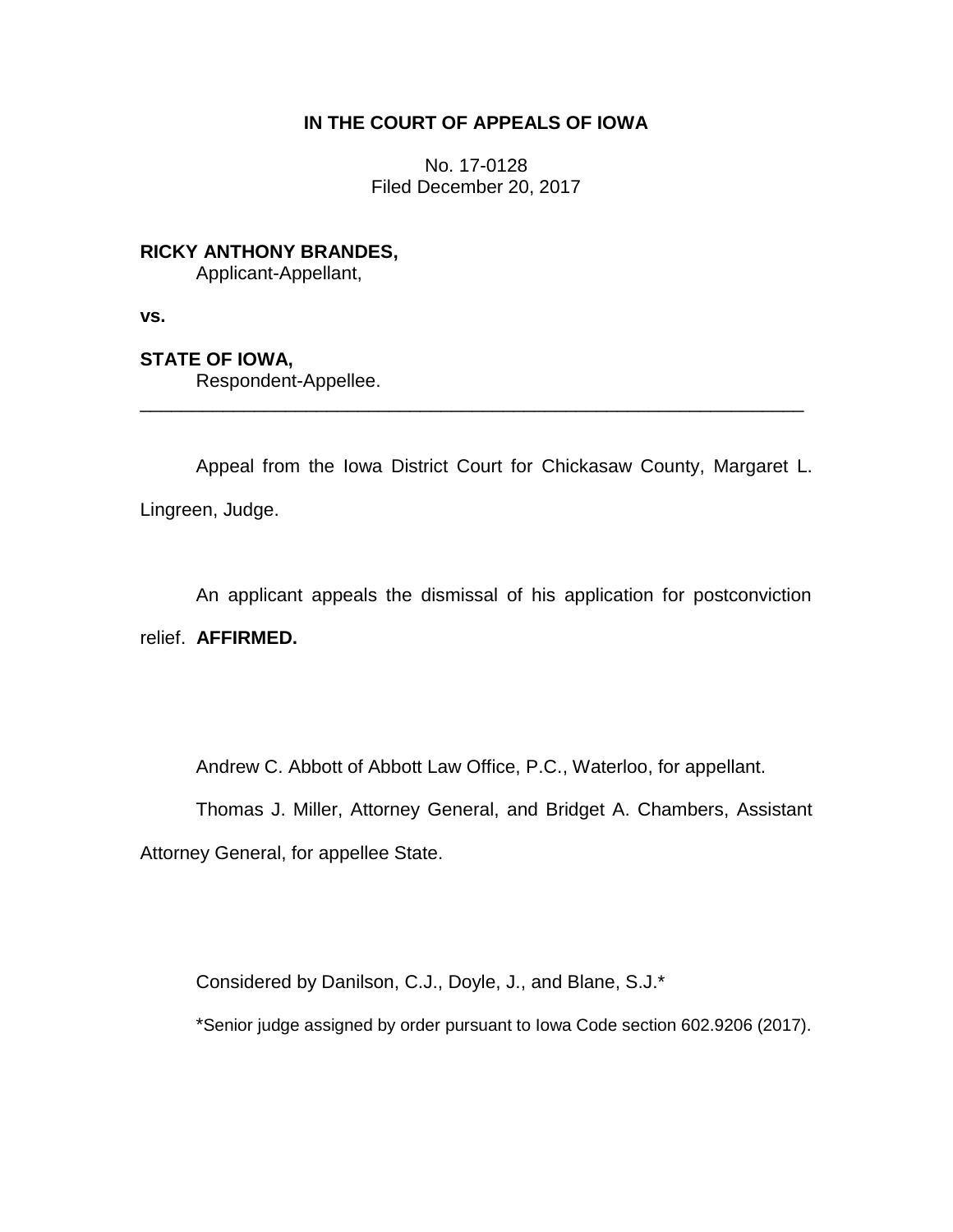**IN THE COURT OF APPEALS OF IOWA**

No. 17-0128
Filed December 20, 2017

**RICKY ANTHONY BRANDES,**
Applicant-Appellant,

**vs.**

**STATE OF IOWA,**
Respondent-Appellee.

---

Appeal from the Iowa District Court for Chickasaw County, Margaret L. Lingreen, Judge.

An applicant appeals the dismissal of his application for postconviction relief. **AFFIRMED.**

Andrew C. Abbott of Abbott Law Office, P.C., Waterloo, for appellant.

Thomas J. Miller, Attorney General, and Bridget A. Chambers, Assistant Attorney General, for appellee State.

Considered by Danilson, C.J., Doyle, J., and Blane, S.J.*

*Senior judge assigned by order pursuant to Iowa Code section 602.9206 (2017).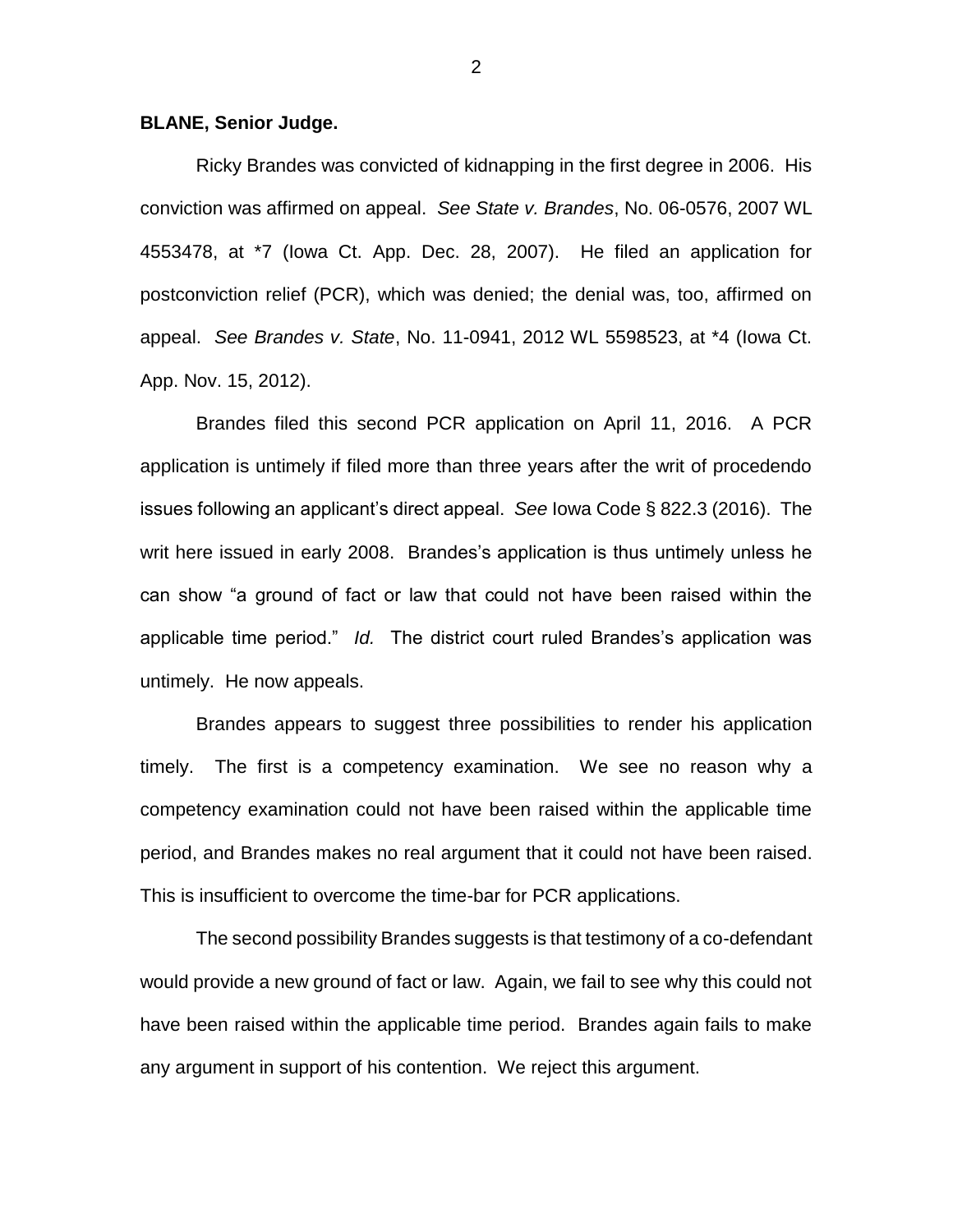**BLANE, Senior Judge.**

Ricky Brandes was convicted of kidnapping in the first degree in 2006. His conviction was affirmed on appeal. *See State v. Brandes*, No. 06-0576, 2007 WL 4553478, at *7 (Iowa Ct. App. Dec. 28, 2007). He filed an application for postconviction relief (PCR), which was denied; the denial was, too, affirmed on appeal. *See Brandes v. State*, No. 11-0941, 2012 WL 5598523, at *4 (Iowa Ct. App. Nov. 15, 2012).

Brandes filed this second PCR application on April 11, 2016. A PCR application is untimely if filed more than three years after the writ of procedendo issues following an applicant's direct appeal. *See* Iowa Code § 822.3 (2016). The writ here issued in early 2008. Brandes's application is thus untimely unless he can show "a ground of fact or law that could not have been raised within the applicable time period." *Id.* The district court ruled Brandes's application was untimely. He now appeals.

Brandes appears to suggest three possibilities to render his application timely. The first is a competency examination. We see no reason why a competency examination could not have been raised within the applicable time period, and Brandes makes no real argument that it could not have been raised. This is insufficient to overcome the time-bar for PCR applications.

The second possibility Brandes suggests is that testimony of a co-defendant would provide a new ground of fact or law. Again, we fail to see why this could not have been raised within the applicable time period. Brandes again fails to make any argument in support of his contention. We reject this argument.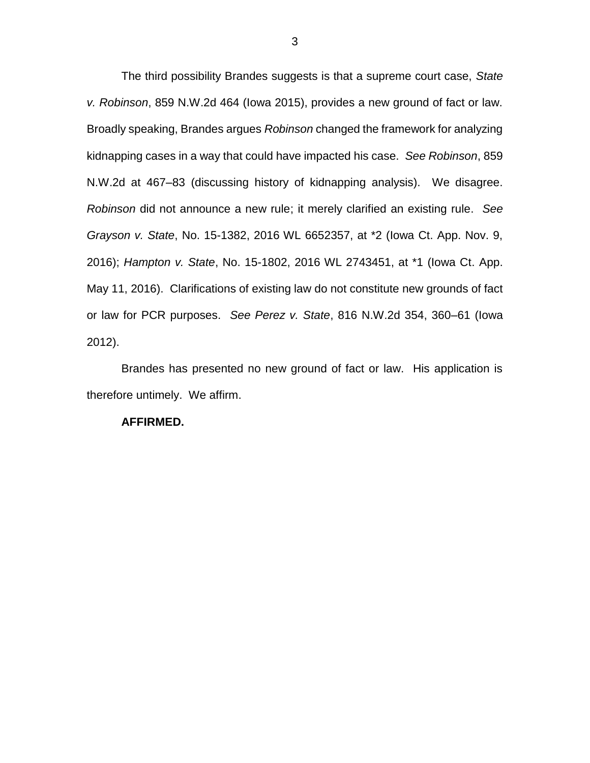The third possibility Brandes suggests is that a supreme court case, *State v. Robinson*, 859 N.W.2d 464 (Iowa 2015), provides a new ground of fact or law. Broadly speaking, Brandes argues *Robinson* changed the framework for analyzing kidnapping cases in a way that could have impacted his case. *See Robinson*, 859 N.W.2d at 467–83 (discussing history of kidnapping analysis). We disagree. *Robinson* did not announce a new rule; it merely clarified an existing rule. *See Grayson v. State*, No. 15-1382, 2016 WL 6652357, at *2 (Iowa Ct. App. Nov. 9, 2016); *Hampton v. State*, No. 15-1802, 2016 WL 2743451, at *1 (Iowa Ct. App. May 11, 2016). Clarifications of existing law do not constitute new grounds of fact or law for PCR purposes. *See Perez v. State*, 816 N.W.2d 354, 360–61 (Iowa 2012).

Brandes has presented no new ground of fact or law. His application is therefore untimely. We affirm.

**AFFIRMED.**